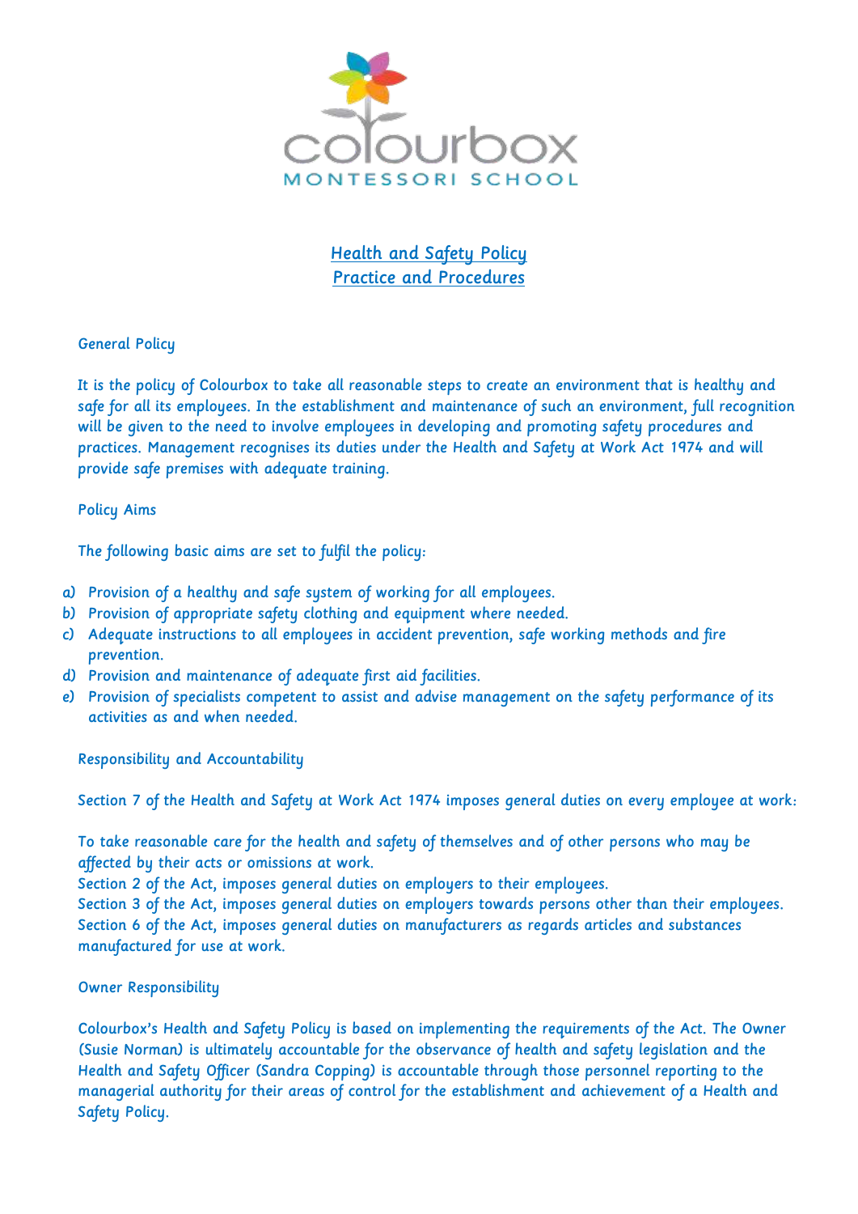colourbox

MONTESSORI SCHOOL

# Health and Safety Policy
# Practice and Procedures

## General Policy

It is the policy of Colourbox to take all reasonable steps to create an environment that is healthy and safe for all its employees. In the establishment and maintenance of such an environment, full recognition will be given to the need to involve employees in developing and promoting safety procedures and practices. Management recognises its duties under the Health and Safety at Work Act 1974 and will provide safe premises with adequate training.

## Policy Aims

The following basic aims are set to fulfil the policy:

a) Provision of a healthy and safe system of working for all employees.
b) Provision of appropriate safety clothing and equipment where needed.
c) Adequate instructions to all employees in accident prevention, safe working methods and fire prevention.
d) Provision and maintenance of adequate first aid facilities.
e) Provision of specialists competent to assist and advise management on the safety performance of its activities as and when needed.

## Responsibility and Accountability

Section 7 of the Health and Safety at Work Act 1974 imposes general duties on every employee at work:

To take reasonable care for the health and safety of themselves and of other persons who may be affected by their acts or omissions at work.
Section 2 of the Act, imposes general duties on employers to their employees.
Section 3 of the Act, imposes general duties on employers towards persons other than their employees.
Section 6 of the Act, imposes general duties on manufacturers as regards articles and substances manufactured for use at work.

## Owner Responsibility

Colourbox's Health and Safety Policy is based on implementing the requirements of the Act. The Owner (Susie Norman) is ultimately accountable for the observance of health and safety legislation and the Health and Safety Officer (Sandra Copping) is accountable through those personnel reporting to the managerial authority for their areas of control for the establishment and achievement of a Health and Safety Policy.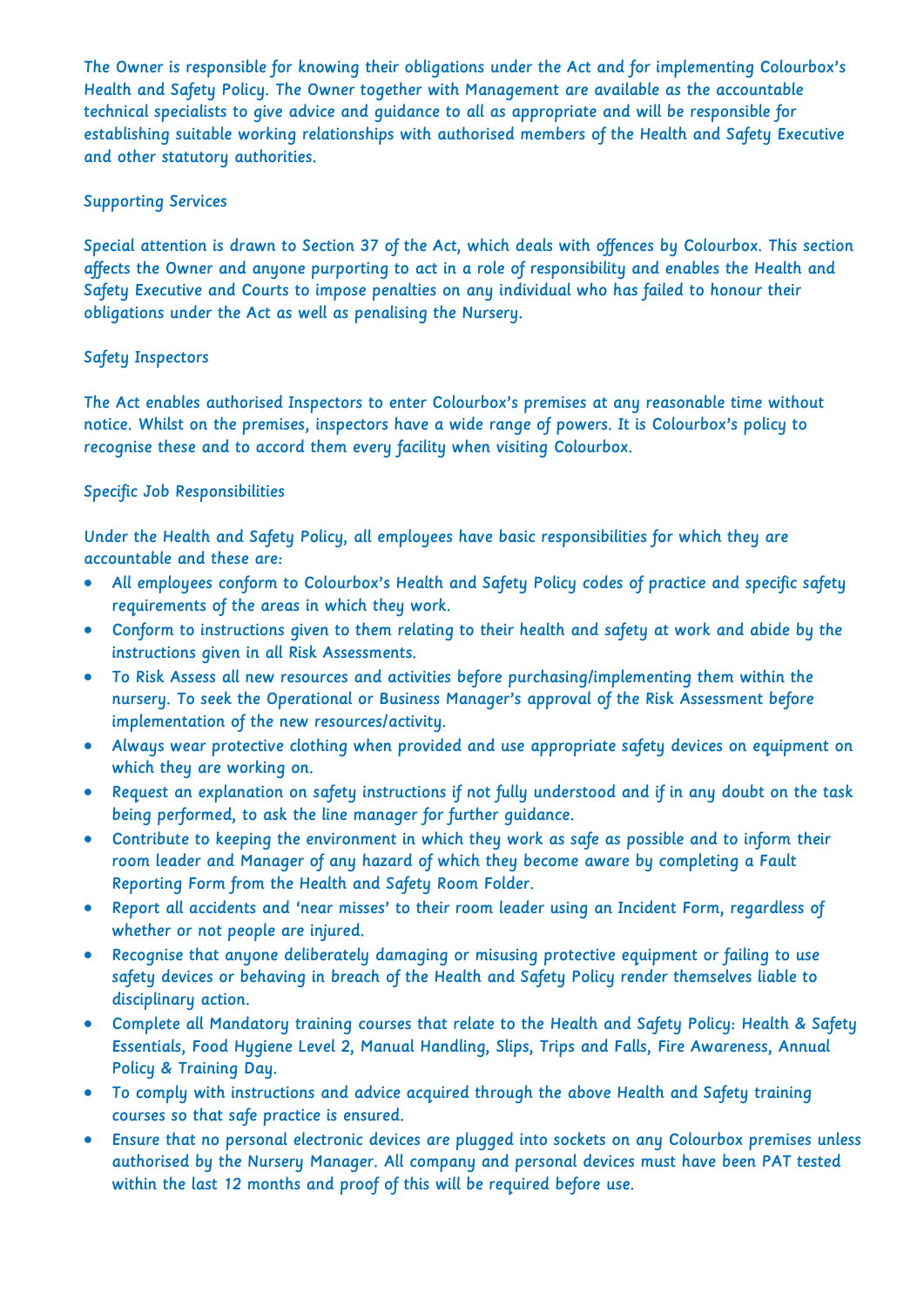The Owner is responsible for knowing their obligations under the Act and for implementing Colourbox's Health and Safety Policy. The Owner together with Management are available as the accountable technical specialists to give advice and guidance to all as appropriate and will be responsible for establishing suitable working relationships with authorised members of the Health and Safety Executive and other statutory authorities.

## Supporting Services

Special attention is drawn to Section 37 of the Act, which deals with offences by Colourbox. This section affects the Owner and anyone purporting to act in a role of responsibility and enables the Health and Safety Executive and Courts to impose penalties on any individual who has failed to honour their obligations under the Act as well as penalising the Nursery.

## Safety Inspectors

The Act enables authorised Inspectors to enter Colourbox's premises at any reasonable time without notice. Whilst on the premises, inspectors have a wide range of powers. It is Colourbox's policy to recognise these and to accord them every facility when visiting Colourbox.

## Specific Job Responsibilities

Under the Health and Safety Policy, all employees have basic responsibilities for which they are accountable and these are:

- All employees conform to Colourbox's Health and Safety Policy codes of practice and specific safety requirements of the areas in which they work.
- Conform to instructions given to them relating to their health and safety at work and abide by the instructions given in all Risk Assessments.
- To Risk Assess all new resources and activities before purchasing/implementing them within the nursery. To seek the Operational or Business Manager's approval of the Risk Assessment before implementation of the new resources/activity.
- Always wear protective clothing when provided and use appropriate safety devices on equipment on which they are working on.
- Request an explanation on safety instructions if not fully understood and if in any doubt on the task being performed, to ask the line manager for further guidance.
- Contribute to keeping the environment in which they work as safe as possible and to inform their room leader and Manager of any hazard of which they become aware by completing a Fault Reporting Form from the Health and Safety Room Folder.
- Report all accidents and 'near misses' to their room leader using an Incident Form, regardless of whether or not people are injured.
- Recognise that anyone deliberately damaging or misusing protective equipment or failing to use safety devices or behaving in breach of the Health and Safety Policy render themselves liable to disciplinary action.
- Complete all Mandatory training courses that relate to the Health and Safety Policy: Health & Safety Essentials, Food Hygiene Level 2, Manual Handling, Slips, Trips and Falls, Fire Awareness, Annual Policy & Training Day.
- To comply with instructions and advice acquired through the above Health and Safety training courses so that safe practice is ensured.
- Ensure that no personal electronic devices are plugged into sockets on any Colourbox premises unless authorised by the Nursery Manager. All company and personal devices must have been PAT tested within the last 12 months and proof of this will be required before use.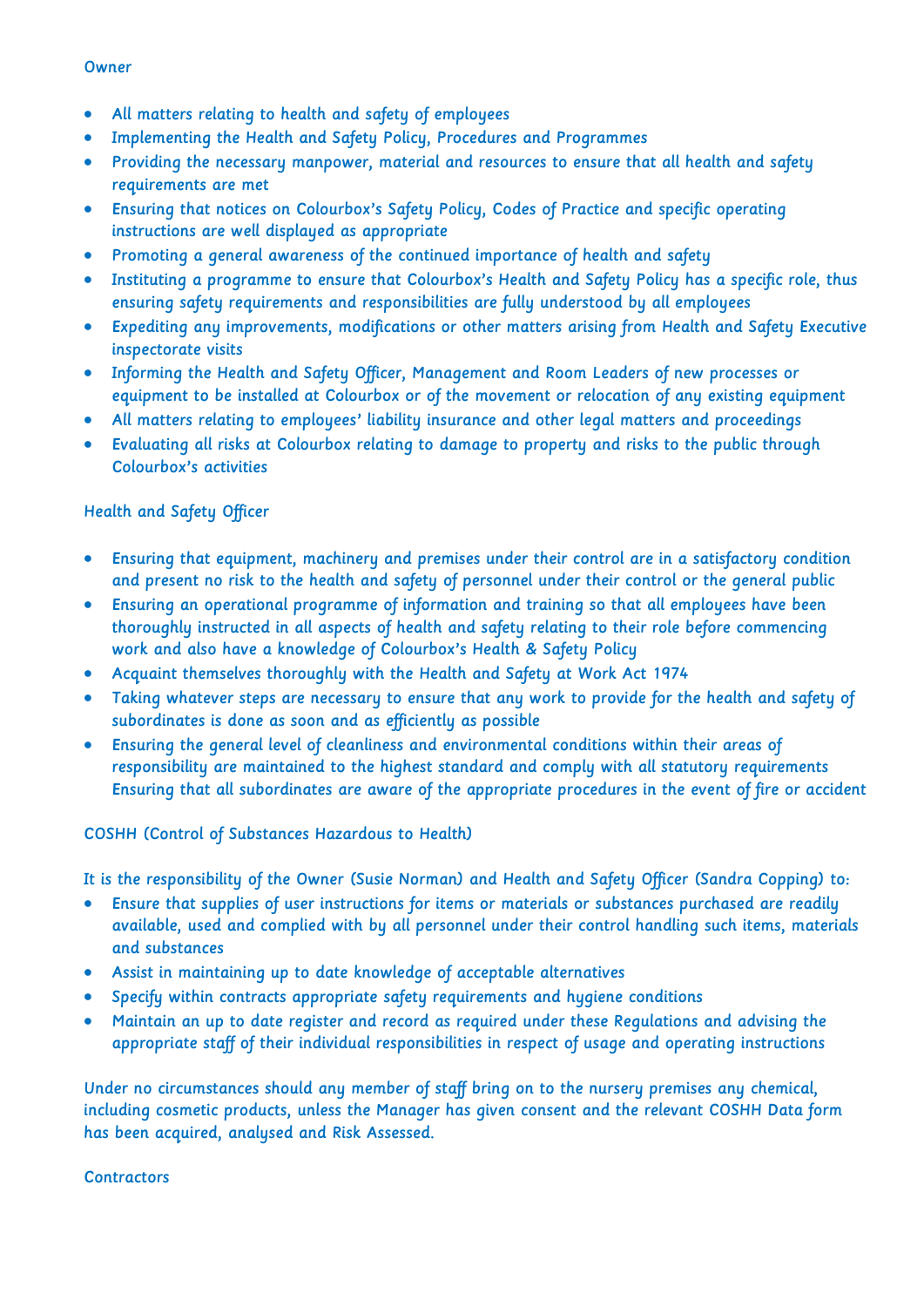Owner

- All matters relating to health and safety of employees
- Implementing the Health and Safety Policy, Procedures and Programmes
- Providing the necessary manpower, material and resources to ensure that all health and safety requirements are met
- Ensuring that notices on Colourbox's Safety Policy, Codes of Practice and specific operating instructions are well displayed as appropriate
- Promoting a general awareness of the continued importance of health and safety
- Instituting a programme to ensure that Colourbox's Health and Safety Policy has a specific role, thus ensuring safety requirements and responsibilities are fully understood by all employees
- Expediting any improvements, modifications or other matters arising from Health and Safety Executive inspectorate visits
- Informing the Health and Safety Officer, Management and Room Leaders of new processes or equipment to be installed at Colourbox or of the movement or relocation of any existing equipment
- All matters relating to employees' liability insurance and other legal matters and proceedings
- Evaluating all risks at Colourbox relating to damage to property and risks to the public through Colourbox's activities

Health and Safety Officer

- Ensuring that equipment, machinery and premises under their control are in a satisfactory condition and present no risk to the health and safety of personnel under their control or the general public
- Ensuring an operational programme of information and training so that all employees have been thoroughly instructed in all aspects of health and safety relating to their role before commencing work and also have a knowledge of Colourbox's Health & Safety Policy
- Acquaint themselves thoroughly with the Health and Safety at Work Act 1974
- Taking whatever steps are necessary to ensure that any work to provide for the health and safety of subordinates is done as soon and as efficiently as possible
- Ensuring the general level of cleanliness and environmental conditions within their areas of responsibility are maintained to the highest standard and comply with all statutory requirements Ensuring that all subordinates are aware of the appropriate procedures in the event of fire or accident

COSHH (Control of Substances Hazardous to Health)

It is the responsibility of the Owner (Susie Norman) and Health and Safety Officer (Sandra Copping) to:

- Ensure that supplies of user instructions for items or materials or substances purchased are readily available, used and complied with by all personnel under their control handling such items, materials and substances
- Assist in maintaining up to date knowledge of acceptable alternatives
- Specify within contracts appropriate safety requirements and hygiene conditions
- Maintain an up to date register and record as required under these Regulations and advising the appropriate staff of their individual responsibilities in respect of usage and operating instructions

Under no circumstances should any member of staff bring on to the nursery premises any chemical, including cosmetic products, unless the Manager has given consent and the relevant COSHH Data form has been acquired, analysed and Risk Assessed.

Contractors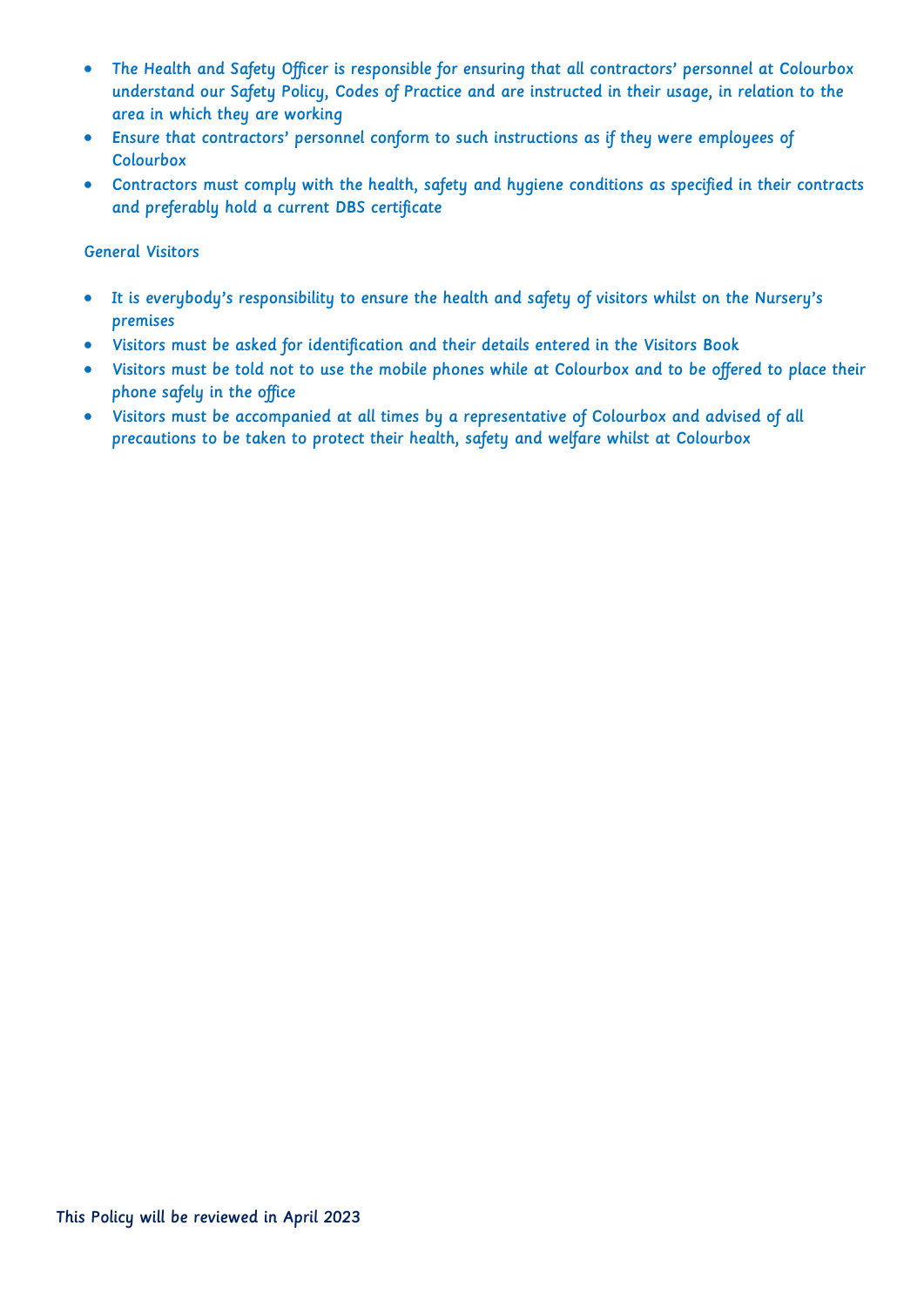- The Health and Safety Officer is responsible for ensuring that all contractors' personnel at Colourbox understand our Safety Policy, Codes of Practice and are instructed in their usage, in relation to the area in which they are working
- Ensure that contractors' personnel conform to such instructions as if they were employees of Colourbox
- Contractors must comply with the health, safety and hygiene conditions as specified in their contracts and preferably hold a current DBS certificate

General Visitors

- It is everybody's responsibility to ensure the health and safety of visitors whilst on the Nursery's premises
- Visitors must be asked for identification and their details entered in the Visitors Book
- Visitors must be told not to use the mobile phones while at Colourbox and to be offered to place their phone safely in the office
- Visitors must be accompanied at all times by a representative of Colourbox and advised of all precautions to be taken to protect their health, safety and welfare whilst at Colourbox

This Policy will be reviewed in April 2023